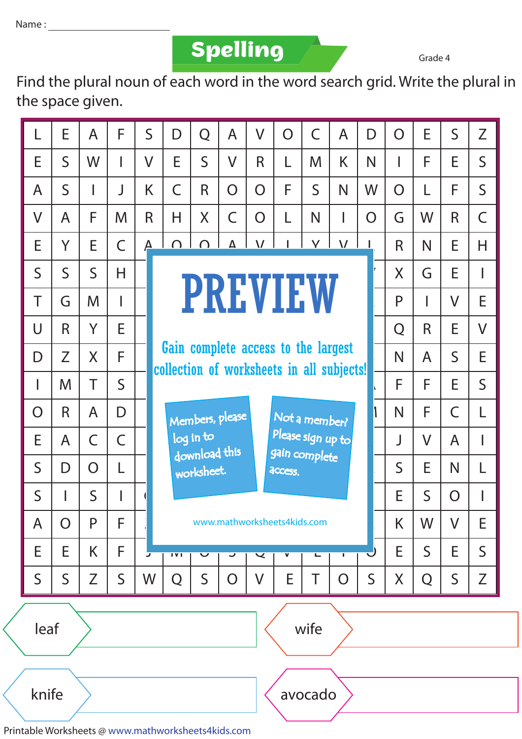Name : ____________________

# Spelling

Grade 4

Find the plural noun of each word in the word search grid. Write the plural in the space given.

| | | | | | | | | | | | | | | | | |
|---|---|---|---|---|---|---|---|---|---|---|---|---|---|---|---|---|
| L | E | A | F | S | D | Q | A | V | O | C | A | D | O | E | S | Z |
| E | S | W | I | V | E | S | V | R | L | M | K | N | I | F | E | S |
| A | S | I | J | K | C | R | O | O | F | S | N | W | O | L | F | S |
| V | A | F | M | R | H | X | C | O | L | N | I | O | G | W | R | C |
| E | Y | E | C | A | O | O | A | V | I | Y | V | L | R | N | E | H |
| S | S | S | H | | | | | | | | | | X | G | E | I |
| T | G | M | I | | | | | | | | | | P | I | V | E |
| U | R | Y | E | | | | | | | | | | Q | R | E | V |
| D | Z | X | F | | | | | | | | | | N | A | S | E |
| I | M | T | S | | | | | | | | | | F | F | E | S |
| O | R | A | D | | | | | | | | | | N | F | C | L |
| E | A | C | C | | | | | | | | | | J | V | A | I |
| S | D | O | L | | | | | | | | | | S | E | N | L |
| S | I | S | I | | | | | | | | | | E | S | O | I |
| A | O | P | F | | | | | | | | | | K | W | V | E |
| E | E | K | F | | | | | | | | | | E | S | E | S |
| S | S | Z | S | W | Q | S | O | V | E | T | O | S | X | Q | S | Z |

**PREVIEW**

Gain complete access to the largest collection of worksheets in all subjects!

Members, please log in to download this worksheet.

Not a member? Please sign up to gain complete access.

www.mathworksheets4kids.com

leaf ____________________

wife ____________________

knife ____________________

avocado ____________________

Printable Worksheets @ www.mathworksheets4kids.com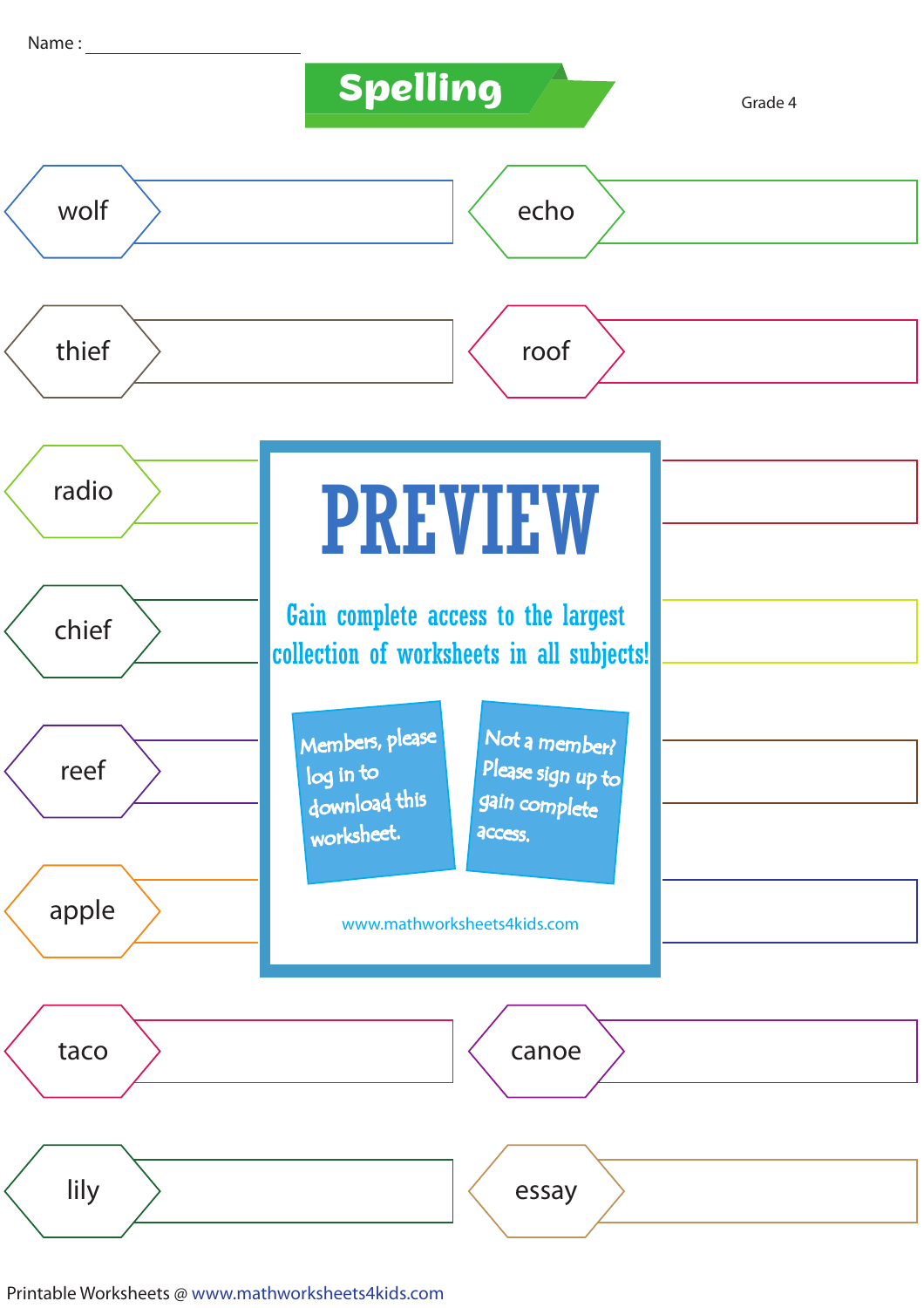Name : ____________________

# Spelling

Grade 4

| | |
|---|---|
| wolf | echo |
| thief | roof |
| radio | |
| chief | |
| reef | |
| apple | |
| taco | canoe |
| lily | essay |

**PREVIEW**

Gain complete access to the largest collection of worksheets in all subjects!

Members, please log in to download this worksheet.

Not a member? Please sign up to gain complete access.

www.mathworksheets4kids.com

Printable Worksheets @ www.mathworksheets4kids.com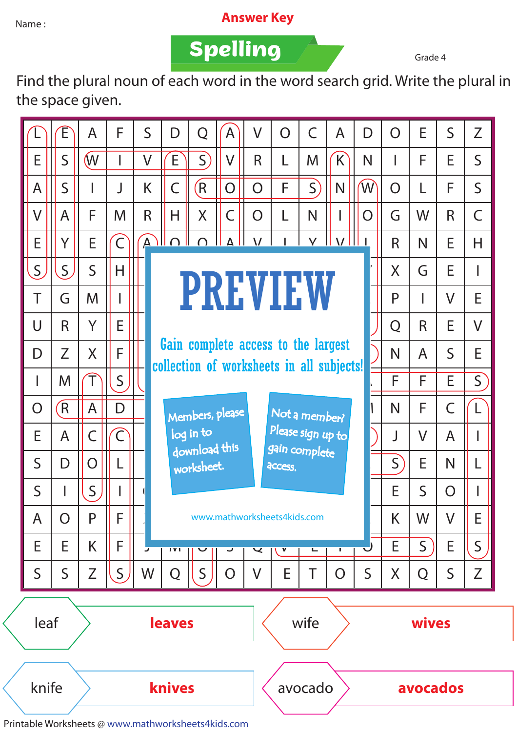Name : ____________________

**Answer Key**

# Spelling

Grade 4

Find the plural noun of each word in the word search grid. Write the plural in the space given.

| | | | | | | | | | | | | | | | | |
|---|---|---|---|---|---|---|---|---|---|---|---|---|---|---|---|---|
| L | E | A | F | S | D | Q | A | V | O | C | A | D | O | E | S | Z |
| E | S | W | I | V | E | S | V | R | L | M | K | N | I | F | E | S |
| A | S | I | J | K | C | R | O | O | F | S | N | W | O | L | F | S |
| V | A | F | M | R | H | X | C | O | L | N | I | O | G | W | R | C |
| E | Y | E | C | A | O | O | A | V | I | Y | V | L | R | N | E | H |
| S | S | S | H | | | | | | | | | | X | G | E | I |
| T | G | M | I | | | | | | | | | | P | I | V | E |
| U | R | Y | E | | | | | | | | | | Q | R | E | V |
| D | Z | X | F | | | | | | | | | | N | A | S | E |
| I | M | T | S | | | | | | | | | | F | F | E | S |
| O | R | A | D | | | | | | | | | | N | F | C | L |
| E | A | C | C | | | | | | | | | | J | V | A | I |
| S | D | O | L | | | | | | | | | | S | E | N | L |
| S | I | S | I | | | | | | | | | | E | S | O | I |
| A | O | P | F | | | | | | | | | | K | W | V | E |
| E | E | K | F | | | | | | | | | | E | S | E | S |
| S | S | Z | S | W | Q | S | O | V | E | T | O | S | X | Q | S | Z |

**PREVIEW**

Gain complete access to the largest collection of worksheets in all subjects!

Members, please log in to download this worksheet.

Not a member? Please sign up to gain complete access.

www.mathworksheets4kids.com

| Word | Plural |
|---|---|
| leaf | **leaves** |
| wife | **wives** |
| knife | **knives** |
| avocado | **avocados** |

Printable Worksheets @ www.mathworksheets4kids.com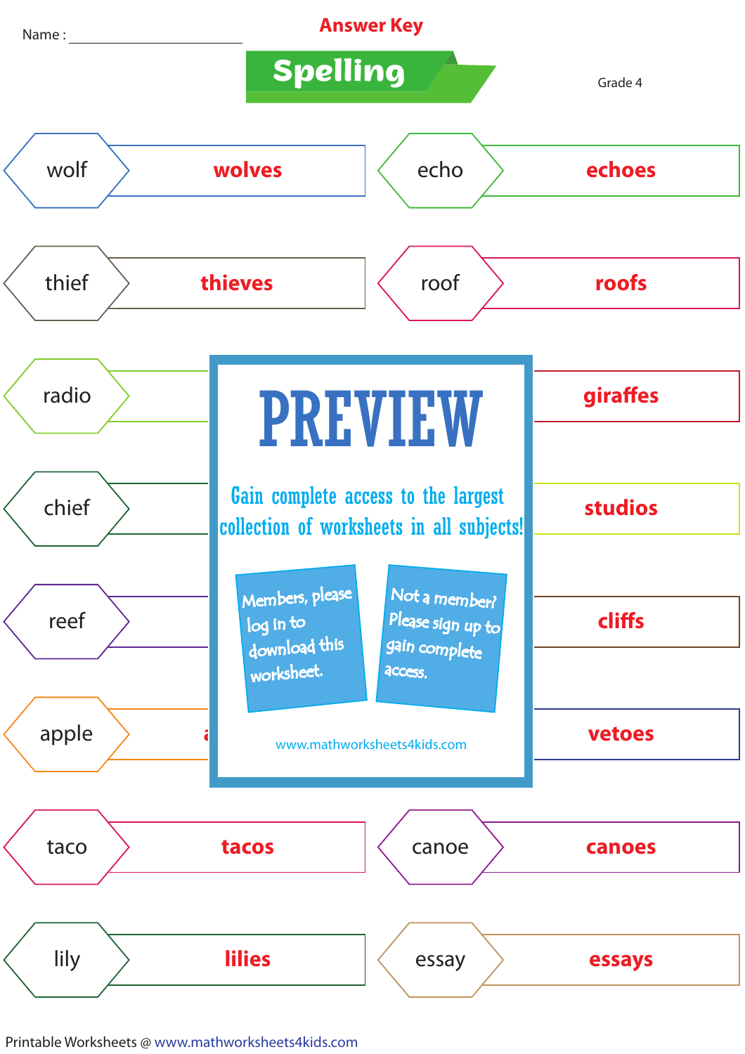Name : ______________________

**Answer Key**

# Spelling

Grade 4

| | | | |
|---|---|---|---|
| wolf | **wolves** | echo | **echoes** |
| thief | **thieves** | roof | **roofs** |
| radio | | | **giraffes** |
| chief | | | **studios** |
| reef | | | **cliffs** |
| apple | **a** | | **vetoes** |
| taco | **tacos** | canoe | **canoes** |
| lily | **lilies** | essay | **essays** |

# PREVIEW

Gain complete access to the largest collection of worksheets in all subjects!

Members, please log in to download this worksheet.

Not a member? Please sign up to gain complete access.

www.mathworksheets4kids.com

Printable Worksheets @ www.mathworksheets4kids.com